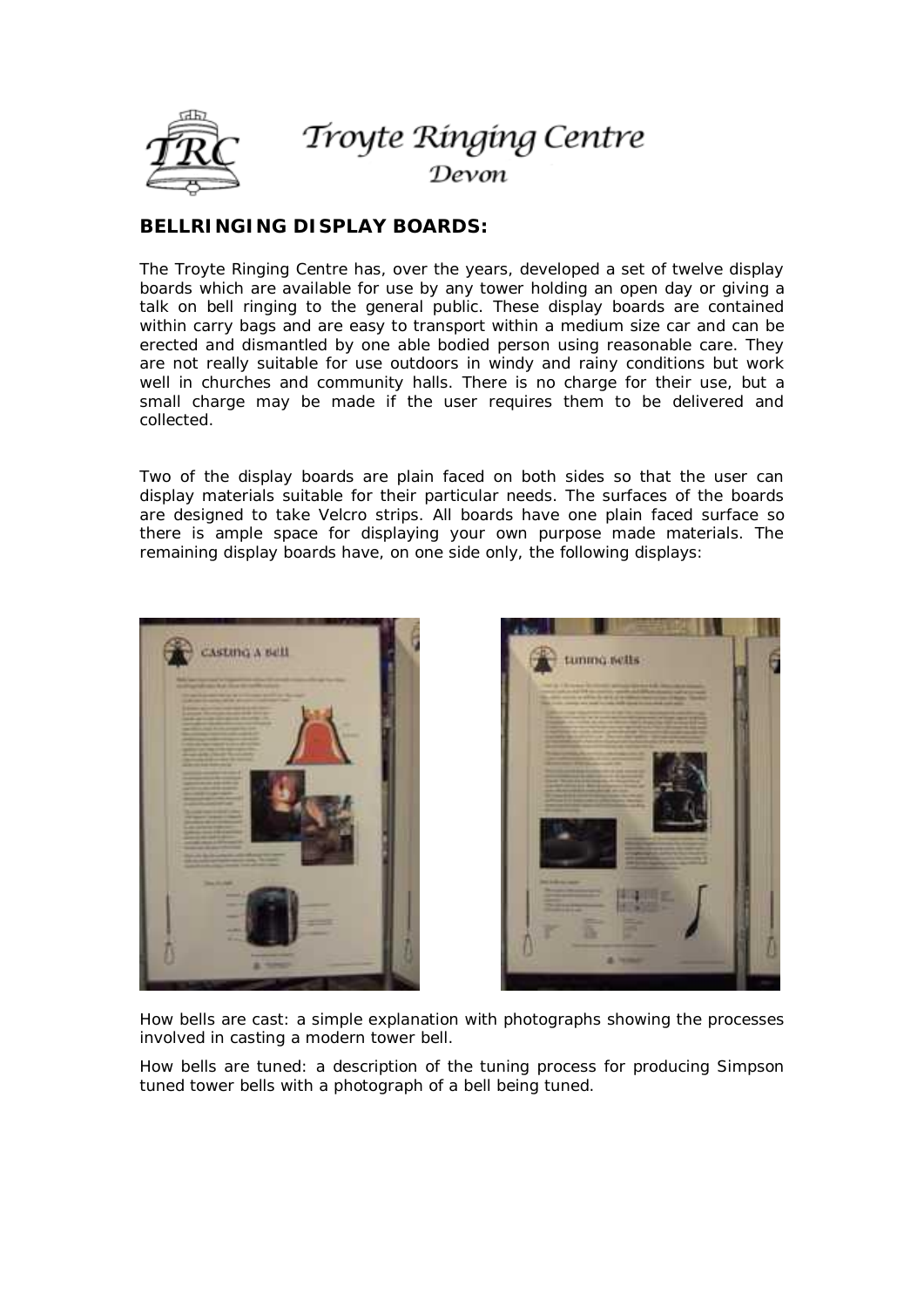Troyte Ringing Centre
Devon

## BELLRINGING DISPLAY BOARDS:

The Troyte Ringing Centre has, over the years, developed a set of twelve display boards which are available for use by any tower holding an open day or giving a talk on bell ringing to the general public. These display boards are contained within carry bags and are easy to transport within a medium size car and can be erected and dismantled by one able bodied person using reasonable care. They are not really suitable for use outdoors in windy and rainy conditions but work well in churches and community halls. There is no charge for their use, but a small charge may be made if the user requires them to be delivered and collected.

Two of the display boards are plain faced on both sides so that the user can display materials suitable for their particular needs. The surfaces of the boards are designed to take Velcro strips. All boards have one plain faced surface so there is ample space for displaying your own purpose made materials. The remaining display boards have, on one side only, the following displays:

How bells are cast: a simple explanation with photographs showing the processes involved in casting a modern tower bell.

How bells are tuned: a description of the tuning process for producing Simpson tuned tower bells with a photograph of a bell being tuned.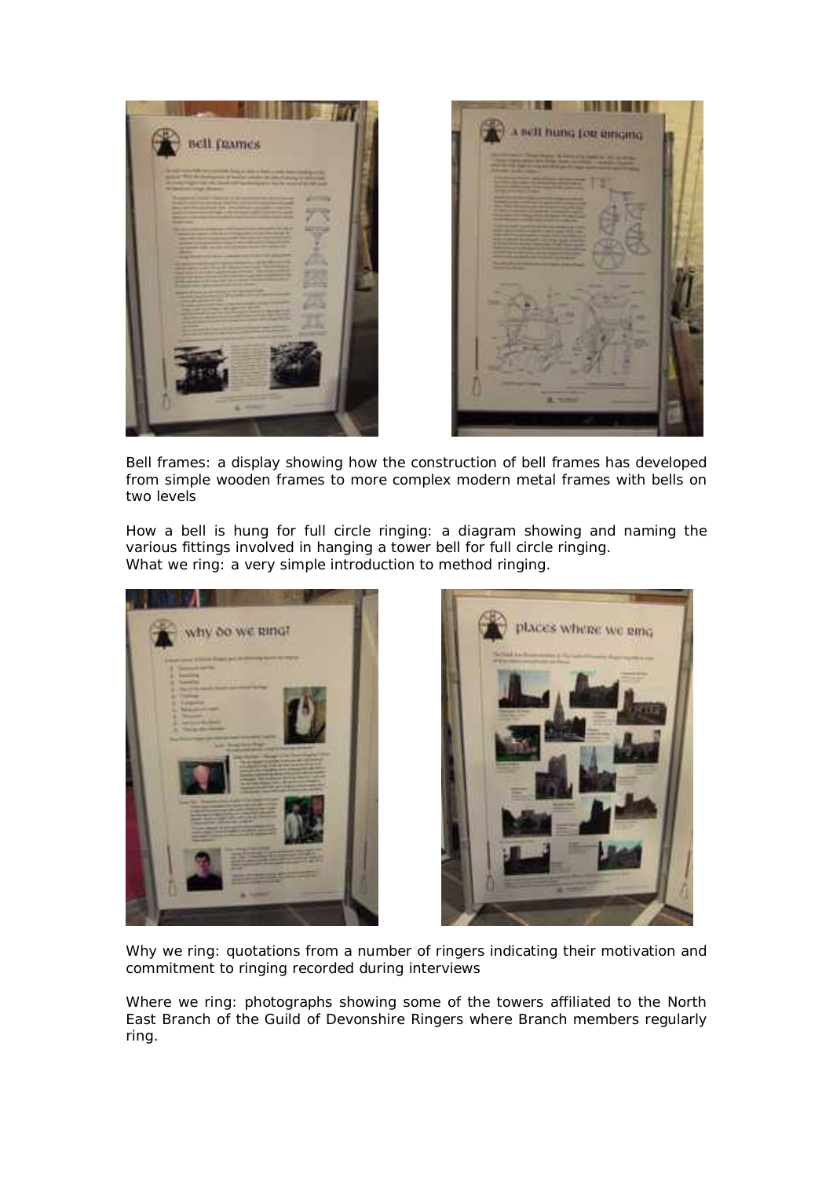Bell frames: a display showing how the construction of bell frames has developed from simple wooden frames to more complex modern metal frames with bells on two levels

How a bell is hung for full circle ringing: a diagram showing and naming the various fittings involved in hanging a tower bell for full circle ringing.
What we ring: a very simple introduction to method ringing.

Why we ring: quotations from a number of ringers indicating their motivation and commitment to ringing recorded during interviews

Where we ring: photographs showing some of the towers affiliated to the North East Branch of the Guild of Devonshire Ringers where Branch members regularly ring.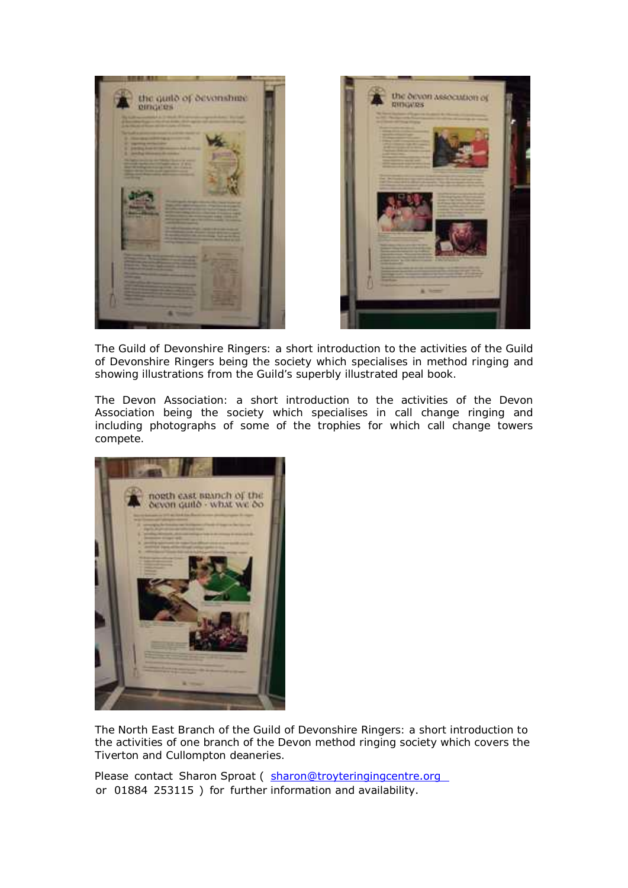The Guild of Devonshire Ringers: a short introduction to the activities of the Guild of Devonshire Ringers being the society which specialises in method ringing and showing illustrations from the Guild's superbly illustrated peal book.

The Devon Association: a short introduction to the activities of the Devon Association being the society which specialises in call change ringing and including photographs of some of the trophies for which call change towers compete.

The North East Branch of the Guild of Devonshire Ringers: a short introduction to the activities of one branch of the Devon method ringing society which covers the Tiverton and Cullompton deaneries.

Please contact Sharon Sproat ( sharon@troyteringingcentre.org or 01884 253115 ) for further information and availability.